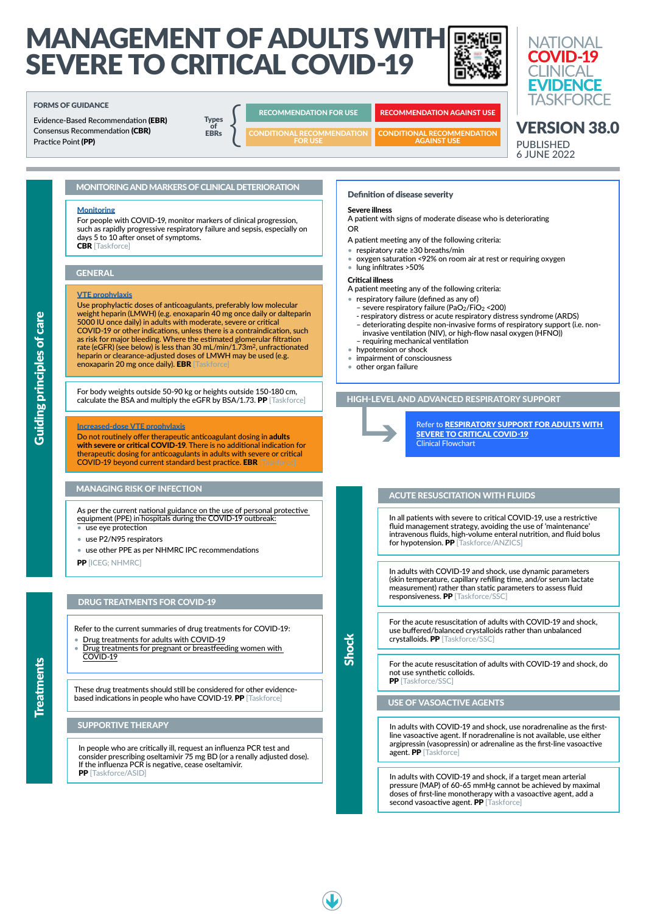# MANAGEMENT OF ADULTS WITH SEVERE TO CRITICAL COVID-19

NATIONAL COVID-19 CLINICAL EVIDENCE TASKFORCE

**VERSION 38.0**

PUBLISHED 6 JUNE 2022

**FORMS OF GUIDANCE**

Evidence-Based Recommendation **(EBR)**
Consensus Recommendation **(CBR)**
Practice Point **(PP)**

Types of EBRs:
- RECOMMENDATION FOR USE
- RECOMMENDATION AGAINST USE
- CONDITIONAL RECOMMENDATION FOR USE
- CONDITIONAL RECOMMENDATION AGAINST USE

## Guiding principles of care

### MONITORING AND MARKERS OF CLINICAL DETERIORATION

**Monitoring**
For people with COVID-19, monitor markers of clinical progression, such as rapidly progressive respiratory failure and sepsis, especially on days 5 to 10 after onset of symptoms.
**CBR** [Taskforce]

### GENERAL

**VTE prophylaxis**
Use prophylactic doses of anticoagulants, preferably low molecular weight heparin (LMWH) (e.g. enoxaparin 40 mg once daily or dalteparin 5000 IU once daily) in adults with moderate, severe or critical COVID-19 or other indications, unless there is a contraindication, such as risk for major bleeding. Where the estimated glomerular filtration rate (eGFR) (see below) is less than 30 mL/min/1.73m², unfractionated heparin or clearance-adjusted doses of LMWH may be used (e.g. enoxaparin 20 mg once daily). **EBR** [Taskforce]

For body weights outside 50-90 kg or heights outside 150-180 cm, calculate the BSA and multiply the eGFR by BSA/1.73. **PP** [Taskforce]

**Increased-dose VTE prophylaxis**
Do not routinely offer therapeutic anticoagulant dosing in **adults with severe or critical COVID-19**. There is no additional indication for therapeutic dosing for anticoagulants in adults with severe or critical COVID-19 beyond current standard best practice. **EBR** [Taskforce]

### MANAGING RISK OF INFECTION

As per the current national guidance on the use of personal protective equipment (PPE) in hospitals during the COVID-19 outbreak:
- use eye protection
- use P2/N95 respirators
- use other PPE as per NHMRC IPC recommendations

**PP** [ICEG; NHMRC]

## Treatments

### DRUG TREATMENTS FOR COVID-19

Refer to the current summaries of drug treatments for COVID-19:
- Drug treatments for adults with COVID-19
- Drug treatments for pregnant or breastfeeding women with COVID-19

These drug treatments should still be considered for other evidence-based indications in people who have COVID-19. **PP** [Taskforce]

### SUPPORTIVE THERAPY

In people who are critically ill, request an influenza PCR test and consider prescribing oseltamivir 75 mg BD (or a renally adjusted dose). If the influenza PCR is negative, cease oseltamivir.
**PP** [Taskforce/ASID]

### Definition of disease severity

**Severe illness**
A patient with signs of moderate disease who is deteriorating
OR
A patient meeting any of the following criteria:
- respiratory rate ≥30 breaths/min
- oxygen saturation <92% on room air at rest or requiring oxygen
- lung infiltrates >50%

**Critical illness**
A patient meeting any of the following criteria:
- respiratory failure (defined as any of)
  - severe respiratory failure ($PaO_2/FiO_2$ <200)
  - respiratory distress or acute respiratory distress syndrome (ARDS)
  - deteriorating despite non-invasive forms of respiratory support (i.e. non-invasive ventilation (NIV), or high-flow nasal oxygen (HFNO))
  - requiring mechanical ventilation
- hypotension or shock
- impairment of consciousness
- other organ failure

### HIGH-LEVEL AND ADVANCED RESPIRATORY SUPPORT

Refer to **RESPIRATORY SUPPORT FOR ADULTS WITH SEVERE TO CRITICAL COVID-19**
Clinical Flowchart

## Shock

### ACUTE RESUSCITATION WITH FLUIDS

In all patients with severe to critical COVID-19, use a restrictive fluid management strategy, avoiding the use of 'maintenance' intravenous fluids, high-volume enteral nutrition, and fluid bolus for hypotension. **PP** [Taskforce/ANZICS]

In adults with COVID-19 and shock, use dynamic parameters (skin temperature, capillary refilling time, and/or serum lactate measurement) rather than static parameters to assess fluid responsiveness. **PP** [Taskforce/SSC]

For the acute resuscitation of adults with COVID-19 and shock, use buffered/balanced crystalloids rather than unbalanced crystalloids. **PP** [Taskforce/SSC]

For the acute resuscitation of adults with COVID-19 and shock, do not use synthetic colloids.
**PP** [Taskforce/SSC]

### USE OF VASOACTIVE AGENTS

In adults with COVID-19 and shock, use noradrenaline as the first-line vasoactive agent. If noradrenaline is not available, use either argipressin (vasopressin) or adrenaline as the first-line vasoactive agent. **PP** [Taskforce]

In adults with COVID-19 and shock, if a target mean arterial pressure (MAP) of 60-65 mmHg cannot be achieved by maximal doses of first-line monotherapy with a vasoactive agent, add a second vasoactive agent. **PP** [Taskforce]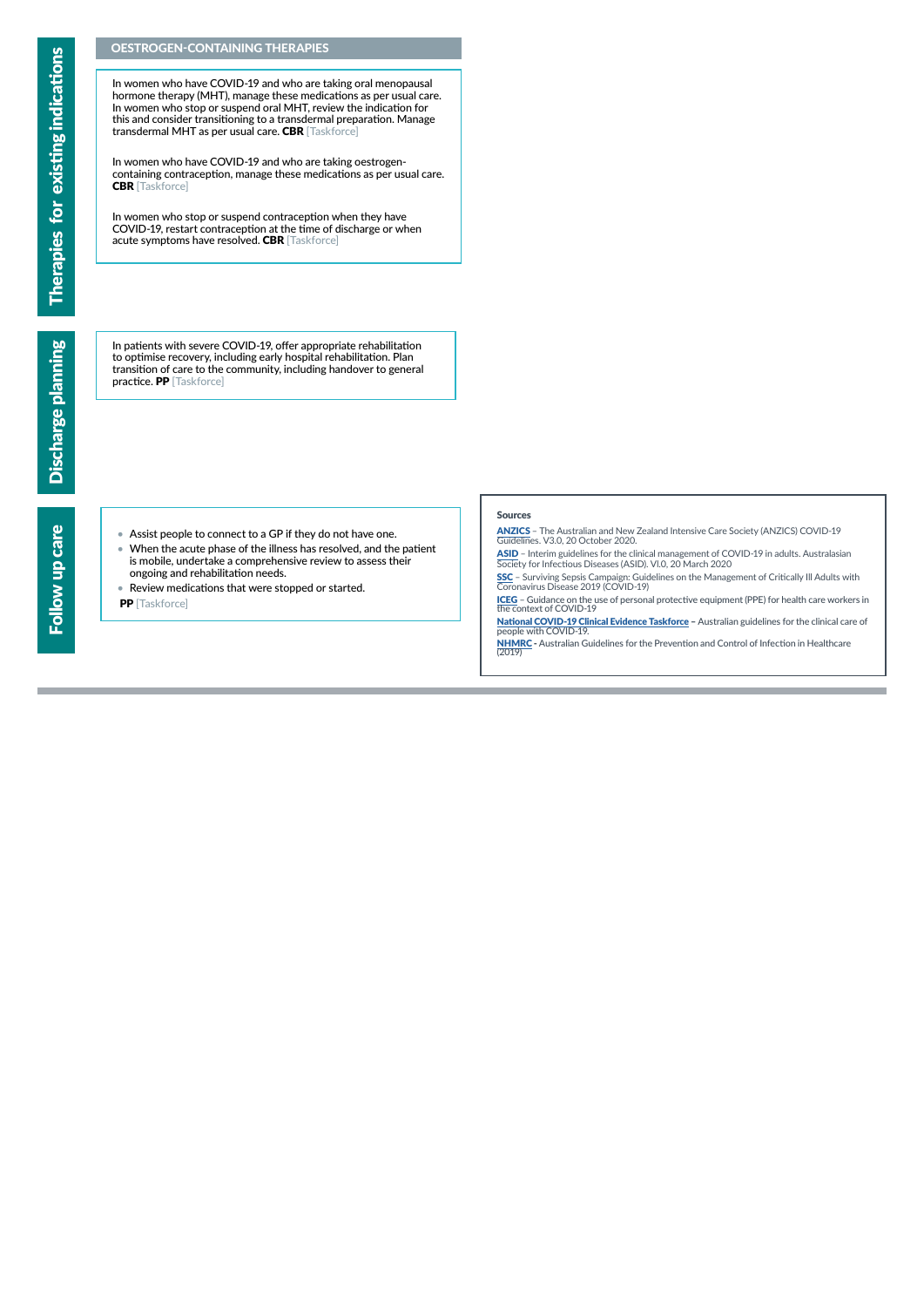## Therapies for existing indications

### OESTROGEN-CONTAINING THERAPIES

In women who have COVID-19 and who are taking oral menopausal hormone therapy (MHT), manage these medications as per usual care. In women who stop or suspend oral MHT, review the indication for this and consider transitioning to a transdermal preparation. Manage transdermal MHT as per usual care. **CBR** [Taskforce]

In women who have COVID-19 and who are taking oestrogen-containing contraception, manage these medications as per usual care. **CBR** [Taskforce]

In women who stop or suspend contraception when they have COVID-19, restart contraception at the time of discharge or when acute symptoms have resolved. **CBR** [Taskforce]

## Discharge planning

In patients with severe COVID-19, offer appropriate rehabilitation to optimise recovery, including early hospital rehabilitation. Plan transition of care to the community, including handover to general practice. **PP** [Taskforce]

## Follow up care

- Assist people to connect to a GP if they do not have one.
- When the acute phase of the illness has resolved, and the patient is mobile, undertake a comprehensive review to assess their ongoing and rehabilitation needs.
- Review medications that were stopped or started.

**PP** [Taskforce]

**Sources**

**ANZICS** – The Australian and New Zealand Intensive Care Society (ANZICS) COVID-19 Guidelines. V3.0, 20 October 2020.

**ASID** – Interim guidelines for the clinical management of COVID-19 in adults. Australasian Society for Infectious Diseases (ASID). V1.0, 20 March 2020

**SSC** – Surviving Sepsis Campaign: Guidelines on the Management of Critically Ill Adults with Coronavirus Disease 2019 (COVID-19)

**ICEG** – Guidance on the use of personal protective equipment (PPE) for health care workers in the context of COVID-19

**National COVID-19 Clinical Evidence Taskforce** – Australian guidelines for the clinical care of people with COVID-19.

**NHMRC** - Australian Guidelines for the Prevention and Control of Infection in Healthcare (2019)